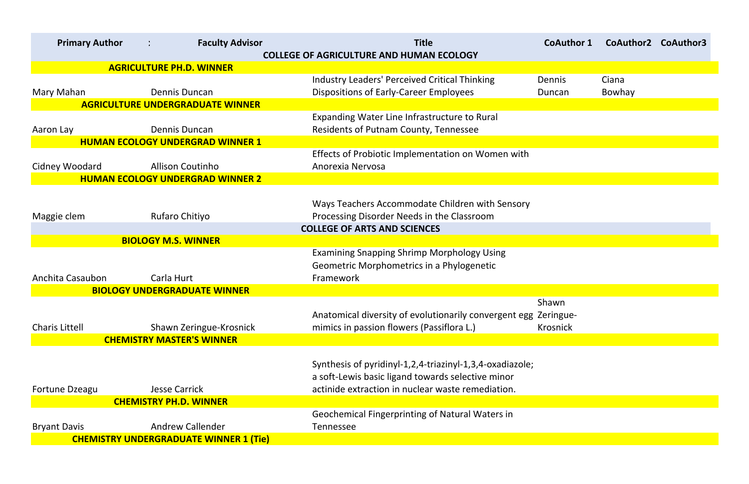| Primary Author | : | Faculty Advisor | Title | CoAuthor 1 | CoAuthor2 | CoAuthor3 |
|---|---|---|---|---|---|---|
| | | | **COLLEGE OF AGRICULTURE AND HUMAN ECOLOGY** | | | |
| **AGRICULTURE PH.D. WINNER** | | | | | | |
| Mary Mahan | | Dennis Duncan | Industry Leaders' Perceived Critical Thinking Dispositions of Early-Career Employees | Dennis Duncan | Ciana Bowhay | |
| **AGRICULTURE UNDERGRADUATE WINNER** | | | | | | |
| Aaron Lay | | Dennis Duncan | Expanding Water Line Infrastructure to Rural Residents of Putnam County, Tennessee | | | |
| **HUMAN ECOLOGY UNDERGRAD WINNER 1** | | | | | | |
| Cidney Woodard | | Allison Coutinho | Effects of Probiotic Implementation on Women with Anorexia Nervosa | | | |
| **HUMAN ECOLOGY UNDERGRAD WINNER 2** | | | | | | |
| Maggie clem | | Rufaro Chitiyo | Ways Teachers Accommodate Children with Sensory Processing Disorder Needs in the Classroom | | | |
| | | | **COLLEGE OF ARTS AND SCIENCES** | | | |
| **BIOLOGY M.S. WINNER** | | | | | | |
| Anchita Casaubon | | Carla Hurt | Examining Snapping Shrimp Morphology Using Geometric Morphometrics in a Phylogenetic Framework | | | |
| **BIOLOGY UNDERGRADUATE WINNER** | | | | | | |
| Charis Littell | | Shawn Zeringue-Krosnick | Anatomical diversity of evolutionarily convergent egg mimics in passion flowers (Passiflora L.) | Shawn Zeringue-Krosnick | | |
| **CHEMISTRY MASTER'S WINNER** | | | | | | |
| Fortune Dzeagu | | Jesse Carrick | Synthesis of pyridinyl-1,2,4-triazinyl-1,3,4-oxadiazole; a soft-Lewis basic ligand towards selective minor actinide extraction in nuclear waste remediation. | | | |
| **CHEMISTRY PH.D. WINNER** | | | | | | |
| Bryant Davis | | Andrew Callender | Geochemical Fingerprinting of Natural Waters in Tennessee | | | |
| **CHEMISTRY UNDERGRADUATE WINNER 1 (Tie)** | | | | | | |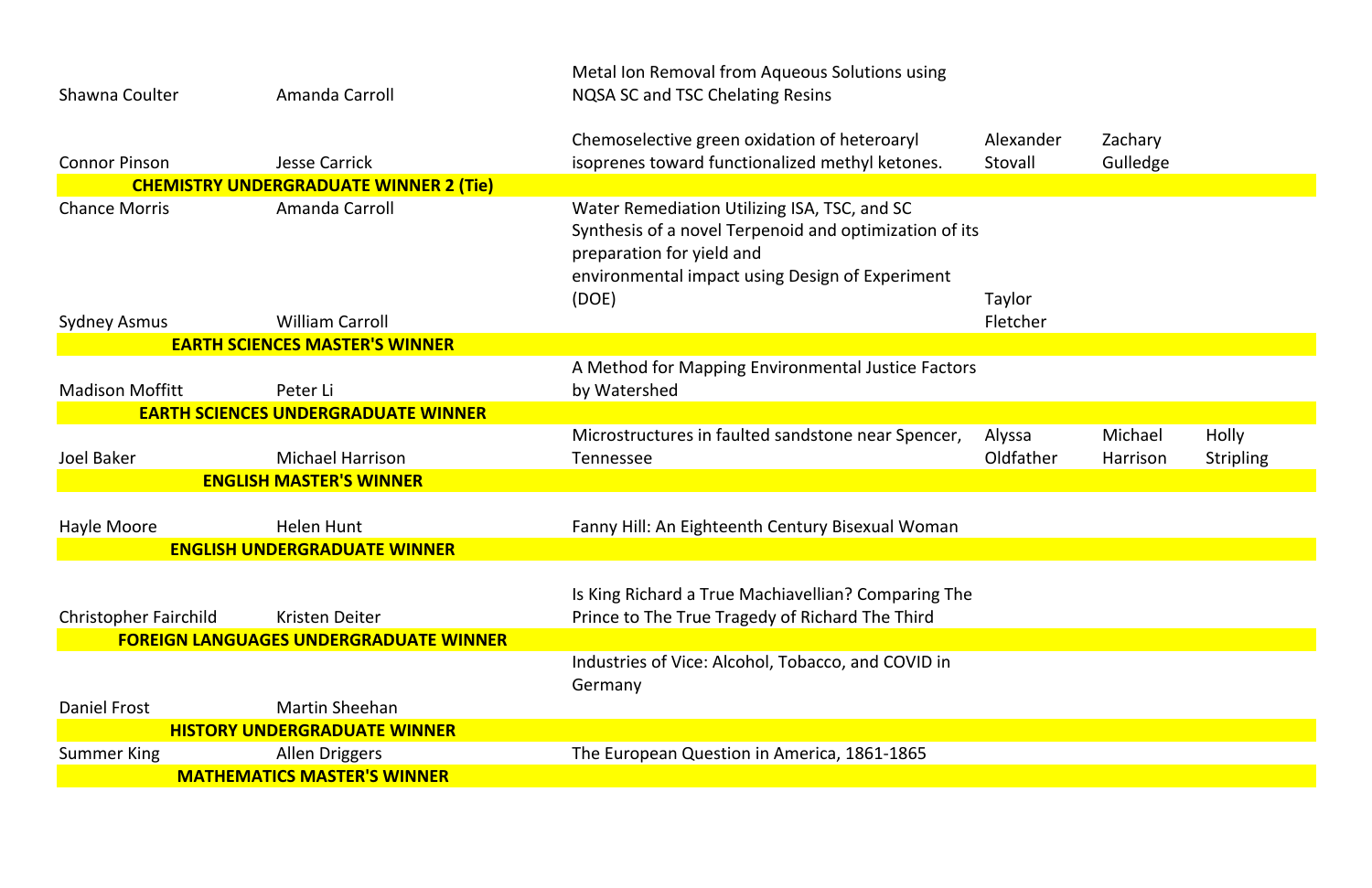| | | | | | |
|---|---|---|---|---|---|
| Shawna Coulter | Amanda Carroll | Metal Ion Removal from Aqueous Solutions using NQSA SC and TSC Chelating Resins | | | |
| Connor Pinson | Jesse Carrick | Chemoselective green oxidation of heteroaryl isoprenes toward functionalized methyl ketones. | Alexander Stovall | Zachary Gulledge | |
| **CHEMISTRY UNDERGRADUATE WINNER 2 (Tie)** | | | | | |
| Chance Morris | Amanda Carroll | Water Remediation Utilizing ISA, TSC, and SC | | | |
| Sydney Asmus | William Carroll | Synthesis of a novel Terpenoid and optimization of its preparation for yield and environmental impact using Design of Experiment (DOE) | Taylor Fletcher | | |
| **EARTH SCIENCES MASTER'S WINNER** | | | | | |
| Madison Moffitt | Peter Li | A Method for Mapping Environmental Justice Factors by Watershed | | | |
| **EARTH SCIENCES UNDERGRADUATE WINNER** | | | | | |
| Joel Baker | Michael Harrison | Microstructures in faulted sandstone near Spencer, Tennessee | Alyssa Oldfather | Michael Harrison | Holly Stripling |
| **ENGLISH MASTER'S WINNER** | | | | | |
| Hayle Moore | Helen Hunt | Fanny Hill: An Eighteenth Century Bisexual Woman | | | |
| **ENGLISH UNDERGRADUATE WINNER** | | | | | |
| Christopher Fairchild | Kristen Deiter | Is King Richard a True Machiavellian? Comparing The Prince to The True Tragedy of Richard The Third | | | |
| **FOREIGN LANGUAGES UNDERGRADUATE WINNER** | | | | | |
| Daniel Frost | Martin Sheehan | Industries of Vice: Alcohol, Tobacco, and COVID in Germany | | | |
| **HISTORY UNDERGRADUATE WINNER** | | | | | |
| Summer King | Allen Driggers | The European Question in America, 1861-1865 | | | |
| **MATHEMATICS MASTER'S WINNER** | | | | | |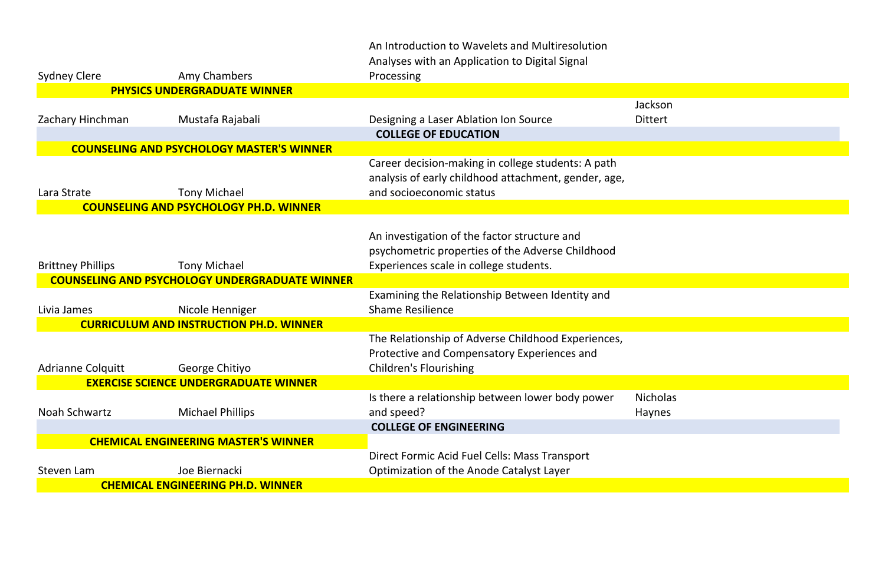| | | | |
|---|---|---|---|
| Sydney Clere | Amy Chambers | An Introduction to Wavelets and Multiresolution Analyses with an Application to Digital Signal Processing | |
| **PHYSICS UNDERGRADUATE WINNER** | | | |
| Zachary Hinchman | Mustafa Rajabali | Designing a Laser Ablation Ion Source | Jackson Dittert |
| | | **COLLEGE OF EDUCATION** | |
| **COUNSELING AND PSYCHOLOGY MASTER'S WINNER** | | | |
| Lara Strate | Tony Michael | Career decision-making in college students: A path analysis of early childhood attachment, gender, age, and socioeconomic status | |
| **COUNSELING AND PSYCHOLOGY PH.D. WINNER** | | | |
| Brittney Phillips | Tony Michael | An investigation of the factor structure and psychometric properties of the Adverse Childhood Experiences scale in college students. | |
| **COUNSELING AND PSYCHOLOGY UNDERGRADUATE WINNER** | | | |
| Livia James | Nicole Henniger | Examining the Relationship Between Identity and Shame Resilience | |
| **CURRICULUM AND INSTRUCTION PH.D. WINNER** | | | |
| Adrianne Colquitt | George Chitiyo | The Relationship of Adverse Childhood Experiences, Protective and Compensatory Experiences and Children's Flourishing | |
| **EXERCISE SCIENCE UNDERGRADUATE WINNER** | | | |
| Noah Schwartz | Michael Phillips | Is there a relationship between lower body power and speed? | Nicholas Haynes |
| | | **COLLEGE OF ENGINEERING** | |
| **CHEMICAL ENGINEERING MASTER'S WINNER** | | | |
| Steven Lam | Joe Biernacki | Direct Formic Acid Fuel Cells: Mass Transport Optimization of the Anode Catalyst Layer | |
| **CHEMICAL ENGINEERING PH.D. WINNER** | | | |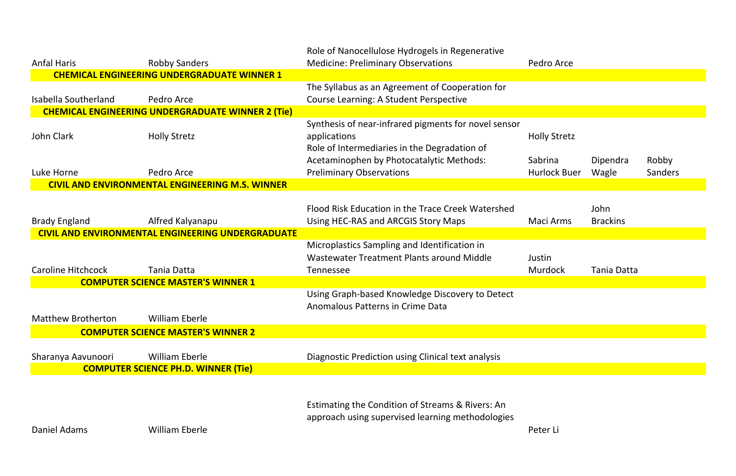| | | | | | |
|---|---|---|---|---|---|
| Anfal Haris | Robby Sanders | Role of Nanocellulose Hydrogels in Regenerative Medicine: Preliminary Observations | Pedro Arce | | |
| **CHEMICAL ENGINEERING UNDERGRADUATE WINNER 1** | | | | | |
| Isabella Southerland | Pedro Arce | The Syllabus as an Agreement of Cooperation for Course Learning: A Student Perspective | | | |
| **CHEMICAL ENGINEERING UNDERGRADUATE WINNER 2 (Tie)** | | | | | |
| John Clark | Holly Stretz | Synthesis of near-infrared pigments for novel sensor applications | Holly Stretz | | |
| Luke Horne | Pedro Arce | Role of Intermediaries in the Degradation of Acetaminophen by Photocatalytic Methods: Preliminary Observations | Sabrina Hurlock Buer | Dipendra Wagle | Robby Sanders |
| **CIVIL AND ENVIRONMENTAL ENGINEERING M.S. WINNER** | | | | | |
| Brady England | Alfred Kalyanapu | Flood Risk Education in the Trace Creek Watershed Using HEC-RAS and ARCGIS Story Maps | Maci Arms | John Brackins | |
| **CIVIL AND ENVIRONMENTAL ENGINEERING UNDERGRADUATE** | | | | | |
| Caroline Hitchcock | Tania Datta | Microplastics Sampling and Identification in Wastewater Treatment Plants around Middle Tennessee | Justin Murdock | Tania Datta | |
| **COMPUTER SCIENCE MASTER'S WINNER 1** | | | | | |
| Matthew Brotherton | William Eberle | Using Graph-based Knowledge Discovery to Detect Anomalous Patterns in Crime Data | | | |
| **COMPUTER SCIENCE MASTER'S WINNER 2** | | | | | |
| Sharanya Aavunoori | William Eberle | Diagnostic Prediction using Clinical text analysis | | | |
| **COMPUTER SCIENCE PH.D. WINNER (Tie)** | | | | | |
| Daniel Adams | William Eberle | Estimating the Condition of Streams & Rivers: An approach using supervised learning methodologies | Peter Li | | |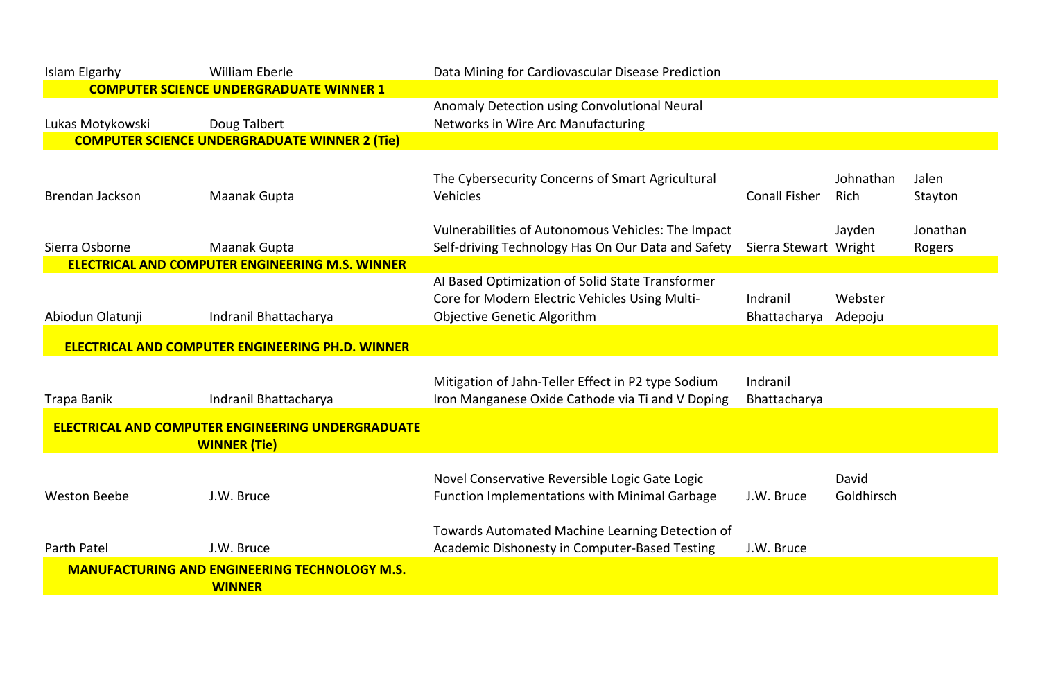| | | | | | |
|---|---|---|---|---|---|
| Islam Elgarhy | William Eberle | Data Mining for Cardiovascular Disease Prediction | | | |
| **COMPUTER SCIENCE UNDERGRADUATE WINNER 1** | | | | | |
| Lukas Motykowski | Doug Talbert | Anomaly Detection using Convolutional Neural Networks in Wire Arc Manufacturing | | | |
| **COMPUTER SCIENCE UNDERGRADUATE WINNER 2 (Tie)** | | | | | |
| Brendan Jackson | Maanak Gupta | The Cybersecurity Concerns of Smart Agricultural Vehicles | Conall Fisher | Johnathan Rich | Jalen Stayton |
| Sierra Osborne | Maanak Gupta | Vulnerabilities of Autonomous Vehicles: The Impact Self-driving Technology Has On Our Data and Safety | Sierra Stewart | Jayden Wright | Jonathan Rogers |
| **ELECTRICAL AND COMPUTER ENGINEERING M.S. WINNER** | | | | | |
| Abiodun Olatunji | Indranil Bhattacharya | AI Based Optimization of Solid State Transformer Core for Modern Electric Vehicles Using Multi-Objective Genetic Algorithm | Indranil Bhattacharya | Webster Adepoju | |
| **ELECTRICAL AND COMPUTER ENGINEERING PH.D. WINNER** | | | | | |
| Trapa Banik | Indranil Bhattacharya | Mitigation of Jahn-Teller Effect in P2 type Sodium Iron Manganese Oxide Cathode via Ti and V Doping | Indranil Bhattacharya | | |
| **ELECTRICAL AND COMPUTER ENGINEERING UNDERGRADUATE WINNER (Tie)** | | | | | |
| Weston Beebe | J.W. Bruce | Novel Conservative Reversible Logic Gate Logic Function Implementations with Minimal Garbage | J.W. Bruce | David Goldhirsch | |
| Parth Patel | J.W. Bruce | Towards Automated Machine Learning Detection of Academic Dishonesty in Computer-Based Testing | J.W. Bruce | | |
| **MANUFACTURING AND ENGINEERING TECHNOLOGY M.S. WINNER** | | | | | |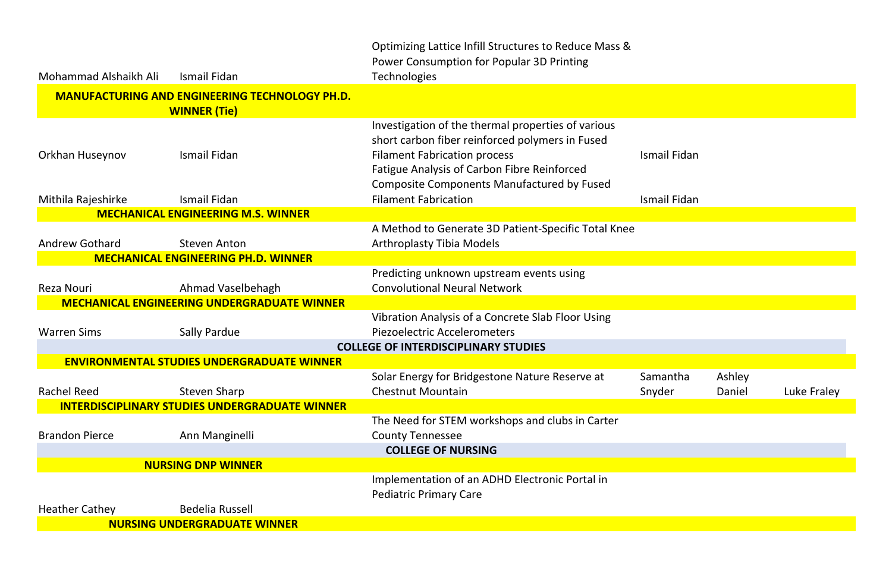| | | | | | |
|---|---|---|---|---|---|
| Mohammad Alshaikh Ali | Ismail Fidan | Optimizing Lattice Infill Structures to Reduce Mass & Power Consumption for Popular 3D Printing Technologies | | | |
| **MANUFACTURING AND ENGINEERING TECHNOLOGY PH.D. WINNER (Tie)** | | | | | |
| Orkhan Huseynov | Ismail Fidan | Investigation of the thermal properties of various short carbon fiber reinforced polymers in Fused Filament Fabrication process | Ismail Fidan | | |
| Mithila Rajeshirke | Ismail Fidan | Fatigue Analysis of Carbon Fibre Reinforced Composite Components Manufactured by Fused Filament Fabrication | Ismail Fidan | | |
| **MECHANICAL ENGINEERING M.S. WINNER** | | | | | |
| Andrew Gothard | Steven Anton | A Method to Generate 3D Patient-Specific Total Knee Arthroplasty Tibia Models | | | |
| **MECHANICAL ENGINEERING PH.D. WINNER** | | | | | |
| Reza Nouri | Ahmad Vaselbehagh | Predicting unknown upstream events using Convolutional Neural Network | | | |
| **MECHANICAL ENGINEERING UNDERGRADUATE WINNER** | | | | | |
| Warren Sims | Sally Pardue | Vibration Analysis of a Concrete Slab Floor Using Piezoelectric Accelerometers | | | |
| **COLLEGE OF INTERDISCIPLINARY STUDIES** | | | | | |
| **ENVIRONMENTAL STUDIES UNDERGRADUATE WINNER** | | | | | |
| Rachel Reed | Steven Sharp | Solar Energy for Bridgestone Nature Reserve at Chestnut Mountain | Samantha Snyder | Ashley Daniel | Luke Fraley |
| **INTERDISCIPLINARY STUDIES UNDERGRADUATE WINNER** | | | | | |
| Brandon Pierce | Ann Manginelli | The Need for STEM workshops and clubs in Carter County Tennessee | | | |
| **COLLEGE OF NURSING** | | | | | |
| **NURSING DNP WINNER** | | | | | |
| Heather Cathey | Bedelia Russell | Implementation of an ADHD Electronic Portal in Pediatric Primary Care | | | |
| **NURSING UNDERGRADUATE WINNER** | | | | | |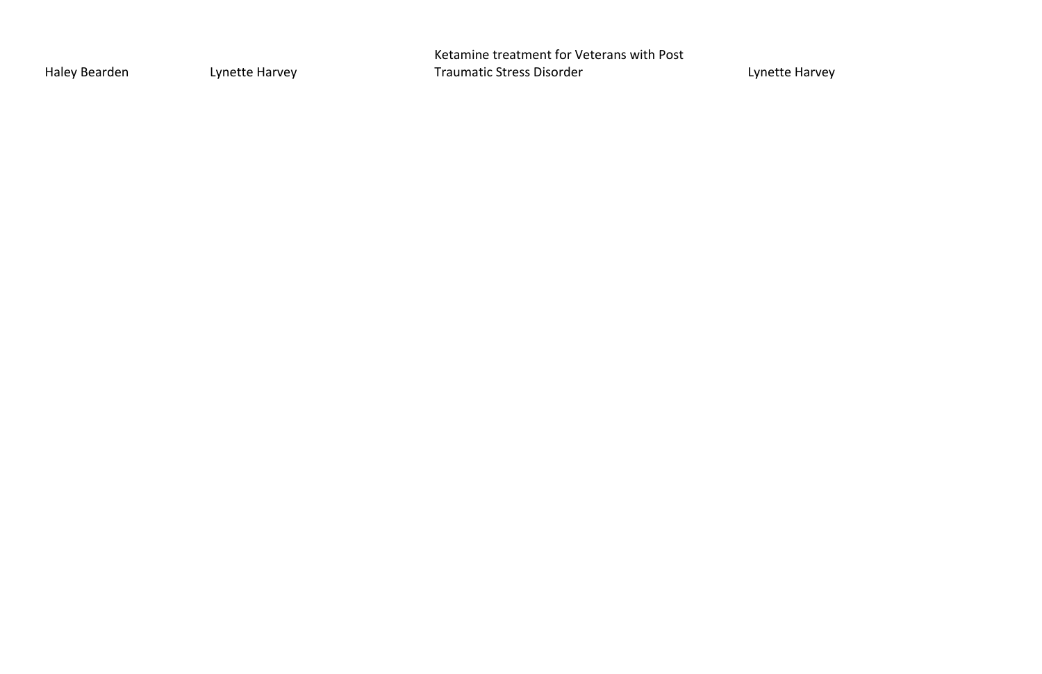| | | | |
|---|---|---|---|
| Haley Bearden | Lynette Harvey | Ketamine treatment for Veterans with Post Traumatic Stress Disorder | Lynette Harvey |